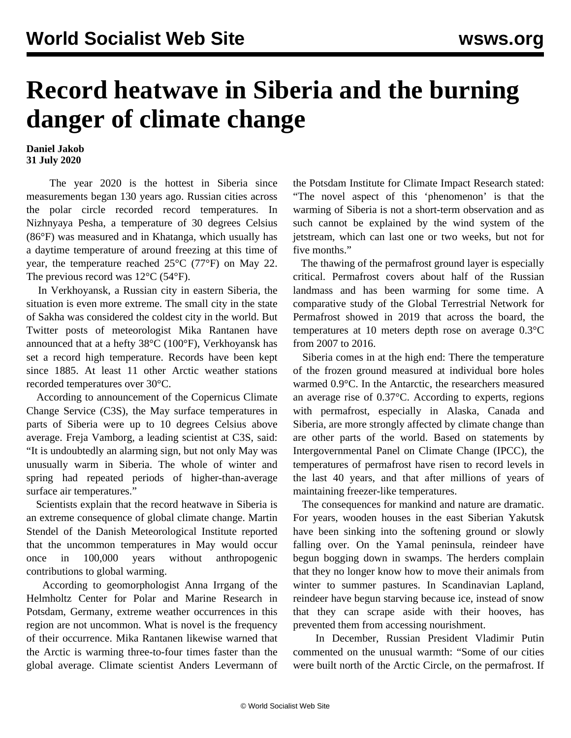# Record heatwave in Siberia and the burning danger of climate change

**Daniel Jakob**
**31 July 2020**

The year 2020 is the hottest in Siberia since measurements began 130 years ago. Russian cities across the polar circle recorded record temperatures. In Nizhnyaya Pesha, a temperature of 30 degrees Celsius (86°F) was measured and in Khatanga, which usually has a daytime temperature of around freezing at this time of year, the temperature reached 25°C (77°F) on May 22. The previous record was 12°C (54°F).

In Verkhoyansk, a Russian city in eastern Siberia, the situation is even more extreme. The small city in the state of Sakha was considered the coldest city in the world. But Twitter posts of meteorologist Mika Rantanen have announced that at a hefty 38°C (100°F), Verkhoyansk has set a record high temperature. Records have been kept since 1885. At least 11 other Arctic weather stations recorded temperatures over 30°C.

According to announcement of the Copernicus Climate Change Service (C3S), the May surface temperatures in parts of Siberia were up to 10 degrees Celsius above average. Freja Vamborg, a leading scientist at C3S, said: "It is undoubtedly an alarming sign, but not only May was unusually warm in Siberia. The whole of winter and spring had repeated periods of higher-than-average surface air temperatures."

Scientists explain that the record heatwave in Siberia is an extreme consequence of global climate change. Martin Stendel of the Danish Meteorological Institute reported that the uncommon temperatures in May would occur once in 100,000 years without anthropogenic contributions to global warming.

According to geomorphologist Anna Irrgang of the Helmholtz Center for Polar and Marine Research in Potsdam, Germany, extreme weather occurrences in this region are not uncommon. What is novel is the frequency of their occurrence. Mika Rantanen likewise warned that the Arctic is warming three-to-four times faster than the global average. Climate scientist Anders Levermann of the Potsdam Institute for Climate Impact Research stated: "The novel aspect of this 'phenomenon' is that the warming of Siberia is not a short-term observation and as such cannot be explained by the wind system of the jetstream, which can last one or two weeks, but not for five months."

The thawing of the permafrost ground layer is especially critical. Permafrost covers about half of the Russian landmass and has been warming for some time. A comparative study of the Global Terrestrial Network for Permafrost showed in 2019 that across the board, the temperatures at 10 meters depth rose on average 0.3°C from 2007 to 2016.

Siberia comes in at the high end: There the temperature of the frozen ground measured at individual bore holes warmed 0.9°C. In the Antarctic, the researchers measured an average rise of 0.37°C. According to experts, regions with permafrost, especially in Alaska, Canada and Siberia, are more strongly affected by climate change than are other parts of the world. Based on statements by Intergovernmental Panel on Climate Change (IPCC), the temperatures of permafrost have risen to record levels in the last 40 years, and that after millions of years of maintaining freezer-like temperatures.

The consequences for mankind and nature are dramatic. For years, wooden houses in the east Siberian Yakutsk have been sinking into the softening ground or slowly falling over. On the Yamal peninsula, reindeer have begun bogging down in swamps. The herders complain that they no longer know how to move their animals from winter to summer pastures. In Scandinavian Lapland, reindeer have begun starving because ice, instead of snow that they can scrape aside with their hooves, has prevented them from accessing nourishment.

In December, Russian President Vladimir Putin commented on the unusual warmth: "Some of our cities were built north of the Arctic Circle, on the permafrost. If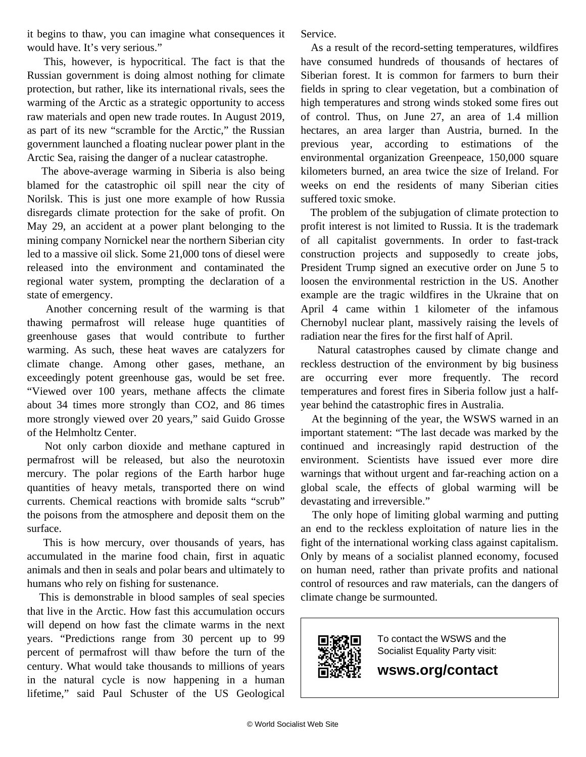it begins to thaw, you can imagine what consequences it would have. It's very serious."

This, however, is hypocritical. The fact is that the Russian government is doing almost nothing for climate protection, but rather, like its international rivals, sees the warming of the Arctic as a strategic opportunity to access raw materials and open new trade routes. In August 2019, as part of its new "scramble for the Arctic," the Russian government launched a floating nuclear power plant in the Arctic Sea, raising the danger of a nuclear catastrophe.

The above-average warming in Siberia is also being blamed for the catastrophic oil spill near the city of Norilsk. This is just one more example of how Russia disregards climate protection for the sake of profit. On May 29, an accident at a power plant belonging to the mining company Nornickel near the northern Siberian city led to a massive oil slick. Some 21,000 tons of diesel were released into the environment and contaminated the regional water system, prompting the declaration of a state of emergency.

Another concerning result of the warming is that thawing permafrost will release huge quantities of greenhouse gases that would contribute to further warming. As such, these heat waves are catalyzers for climate change. Among other gases, methane, an exceedingly potent greenhouse gas, would be set free. "Viewed over 100 years, methane affects the climate about 34 times more strongly than CO2, and 86 times more strongly viewed over 20 years," said Guido Grosse of the Helmholtz Center.

Not only carbon dioxide and methane captured in permafrost will be released, but also the neurotoxin mercury. The polar regions of the Earth harbor huge quantities of heavy metals, transported there on wind currents. Chemical reactions with bromide salts "scrub" the poisons from the atmosphere and deposit them on the surface.

This is how mercury, over thousands of years, has accumulated in the marine food chain, first in aquatic animals and then in seals and polar bears and ultimately to humans who rely on fishing for sustenance.

This is demonstrable in blood samples of seal species that live in the Arctic. How fast this accumulation occurs will depend on how fast the climate warms in the next years. "Predictions range from 30 percent up to 99 percent of permafrost will thaw before the turn of the century. What would take thousands to millions of years in the natural cycle is now happening in a human lifetime," said Paul Schuster of the US Geological Service.

As a result of the record-setting temperatures, wildfires have consumed hundreds of thousands of hectares of Siberian forest. It is common for farmers to burn their fields in spring to clear vegetation, but a combination of high temperatures and strong winds stoked some fires out of control. Thus, on June 27, an area of 1.4 million hectares, an area larger than Austria, burned. In the previous year, according to estimations of the environmental organization Greenpeace, 150,000 square kilometers burned, an area twice the size of Ireland. For weeks on end the residents of many Siberian cities suffered toxic smoke.

The problem of the subjugation of climate protection to profit interest is not limited to Russia. It is the trademark of all capitalist governments. In order to fast-track construction projects and supposedly to create jobs, President Trump signed an executive order on June 5 to loosen the environmental restriction in the US. Another example are the tragic wildfires in the Ukraine that on April 4 came within 1 kilometer of the infamous Chernobyl nuclear plant, massively raising the levels of radiation near the fires for the first half of April.

Natural catastrophes caused by climate change and reckless destruction of the environment by big business are occurring ever more frequently. The record temperatures and forest fires in Siberia follow just a half-year behind the catastrophic fires in Australia.

At the beginning of the year, the WSWS warned in an important statement: "The last decade was marked by the continued and increasingly rapid destruction of the environment. Scientists have issued ever more dire warnings that without urgent and far-reaching action on a global scale, the effects of global warming will be devastating and irreversible."

The only hope of limiting global warming and putting an end to the reckless exploitation of nature lies in the fight of the international working class against capitalism. Only by means of a socialist planned economy, focused on human need, rather than private profits and national control of resources and raw materials, can the dangers of climate change be surmounted.

To contact the WSWS and the Socialist Equality Party visit:

**wsws.org/contact**